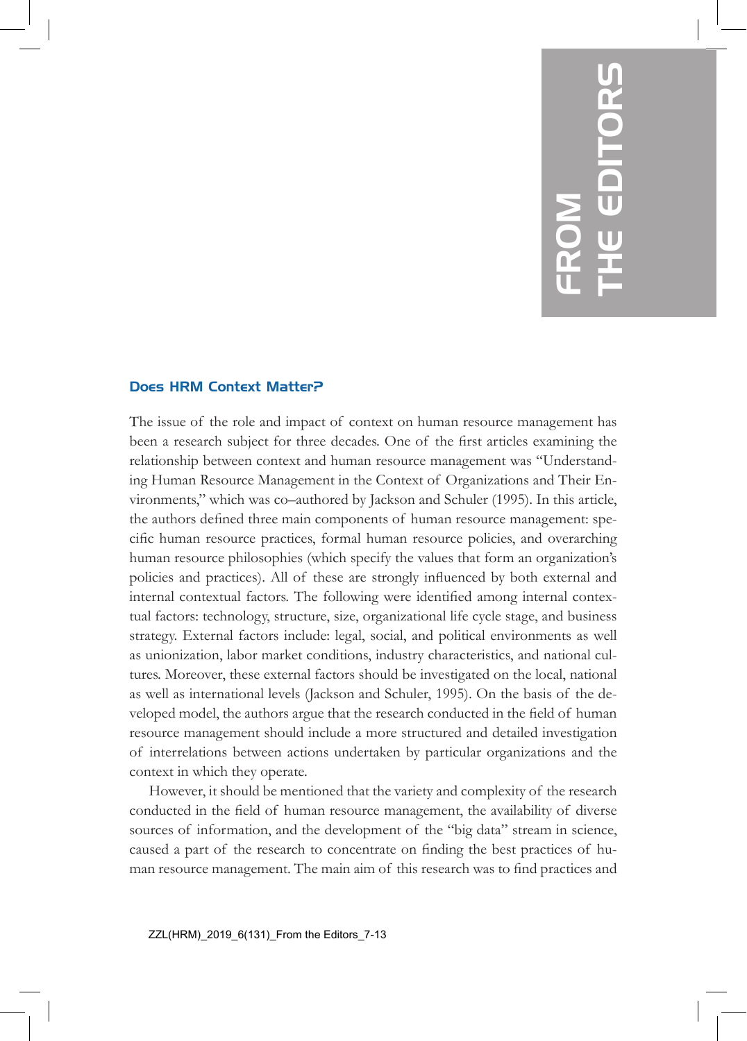# FROM THE EDITORS

## Does HRM Context Matter?

The issue of the role and impact of context on human resource management has been a research subject for three decades. One of the first articles examining the relationship between context and human resource management was "Understanding Human Resource Management in the Context of Organizations and Their Environments," which was co–authored by Jackson and Schuler (1995). In this article, the authors defined three main components of human resource management: specific human resource practices, formal human resource policies, and overarching human resource philosophies (which specify the values that form an organization's policies and practices). All of these are strongly influenced by both external and internal contextual factors. The following were identified among internal contextual factors: technology, structure, size, organizational life cycle stage, and business strategy. External factors include: legal, social, and political environments as well as unionization, labor market conditions, industry characteristics, and national cultures. Moreover, these external factors should be investigated on the local, national as well as international levels (Jackson and Schuler, 1995). On the basis of the developed model, the authors argue that the research conducted in the field of human resource management should include a more structured and detailed investigation of interrelations between actions undertaken by particular organizations and the context in which they operate.

However, it should be mentioned that the variety and complexity of the research conducted in the field of human resource management, the availability of diverse sources of information, and the development of the "big data" stream in science, caused a part of the research to concentrate on finding the best practices of human resource management. The main aim of this research was to find practices and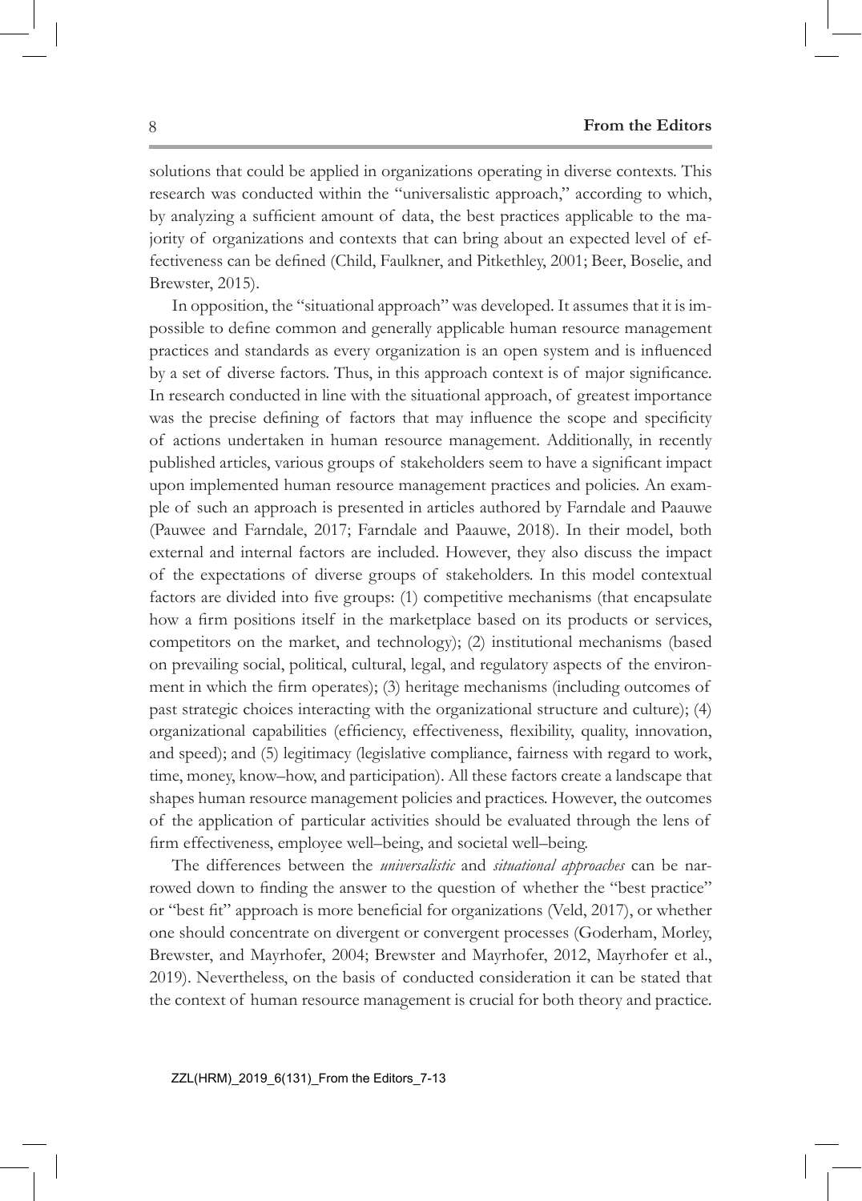solutions that could be applied in organizations operating in diverse contexts. This research was conducted within the "universalistic approach," according to which, by analyzing a sufficient amount of data, the best practices applicable to the majority of organizations and contexts that can bring about an expected level of effectiveness can be defined (Child, Faulkner, and Pitkethley, 2001; Beer, Boselie, and Brewster, 2015).

In opposition, the "situational approach" was developed. It assumes that it is impossible to define common and generally applicable human resource management practices and standards as every organization is an open system and is influenced by a set of diverse factors. Thus, in this approach context is of major significance. In research conducted in line with the situational approach, of greatest importance was the precise defining of factors that may influence the scope and specificity of actions undertaken in human resource management. Additionally, in recently published articles, various groups of stakeholders seem to have a significant impact upon implemented human resource management practices and policies. An example of such an approach is presented in articles authored by Farndale and Paauwe (Pauwee and Farndale, 2017; Farndale and Paauwe, 2018). In their model, both external and internal factors are included. However, they also discuss the impact of the expectations of diverse groups of stakeholders. In this model contextual factors are divided into five groups: (1) competitive mechanisms (that encapsulate how a firm positions itself in the marketplace based on its products or services, competitors on the market, and technology); (2) institutional mechanisms (based on prevailing social, political, cultural, legal, and regulatory aspects of the environment in which the firm operates); (3) heritage mechanisms (including outcomes of past strategic choices interacting with the organizational structure and culture); (4) organizational capabilities (efficiency, effectiveness, flexibility, quality, innovation, and speed); and (5) legitimacy (legislative compliance, fairness with regard to work, time, money, know–how, and participation). All these factors create a landscape that shapes human resource management policies and practices. However, the outcomes of the application of particular activities should be evaluated through the lens of firm effectiveness, employee well–being, and societal well–being.

The differences between the *universalistic* and *situational approaches* can be narrowed down to finding the answer to the question of whether the "best practice" or "best fit" approach is more beneficial for organizations (Veld, 2017), or whether one should concentrate on divergent or convergent processes (Goderham, Morley, Brewster, and Mayrhofer, 2004; Brewster and Mayrhofer, 2012, Mayrhofer et al., 2019). Nevertheless, on the basis of conducted consideration it can be stated that the context of human resource management is crucial for both theory and practice.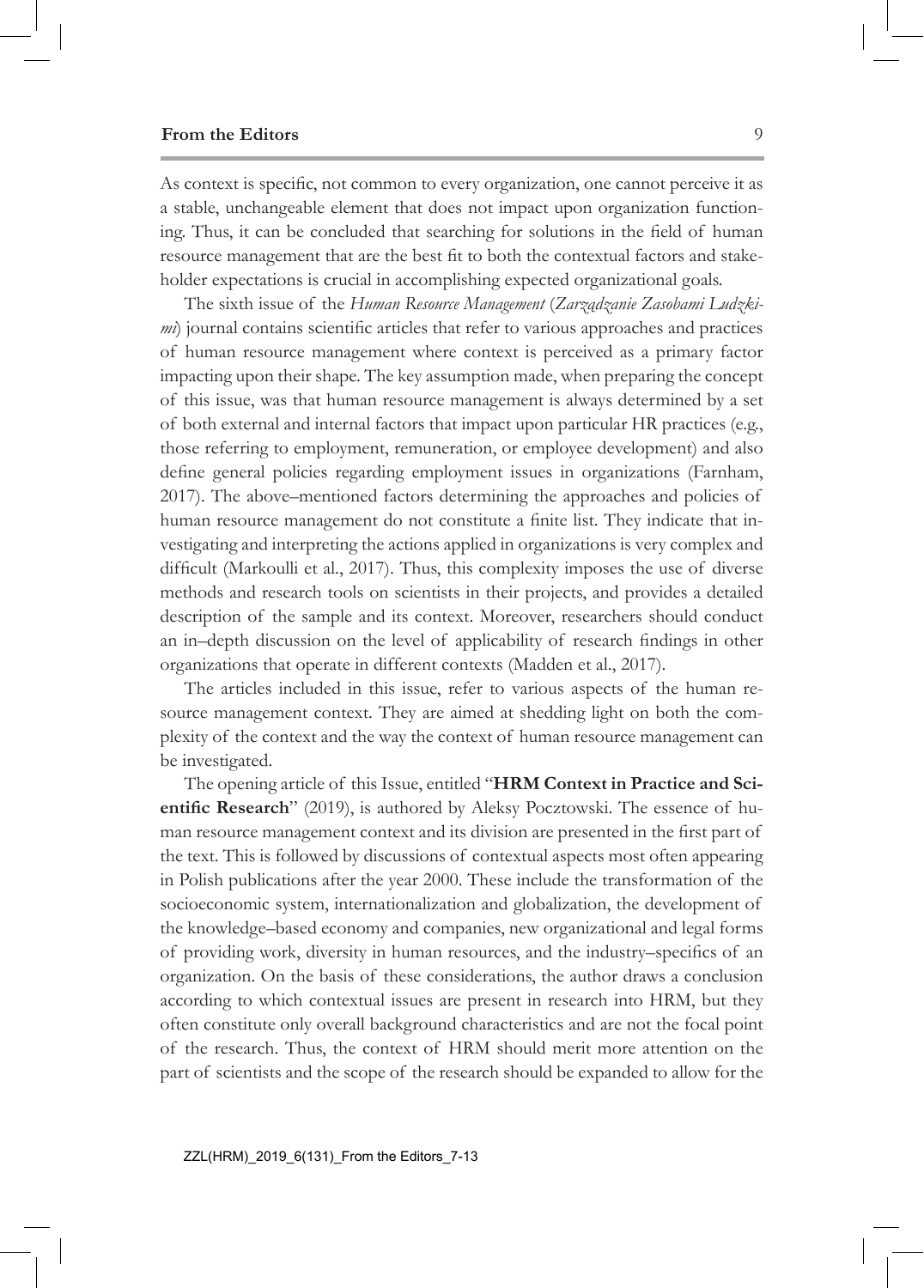As context is specific, not common to every organization, one cannot perceive it as a stable, unchangeable element that does not impact upon organization functioning. Thus, it can be concluded that searching for solutions in the field of human resource management that are the best fit to both the contextual factors and stakeholder expectations is crucial in accomplishing expected organizational goals.

The sixth issue of the *Human Resource Management* (*Zarządzanie Zasobami Ludzkimi*) journal contains scientific articles that refer to various approaches and practices of human resource management where context is perceived as a primary factor impacting upon their shape. The key assumption made, when preparing the concept of this issue, was that human resource management is always determined by a set of both external and internal factors that impact upon particular HR practices (e.g., those referring to employment, remuneration, or employee development) and also define general policies regarding employment issues in organizations (Farnham, 2017). The above–mentioned factors determining the approaches and policies of human resource management do not constitute a finite list. They indicate that investigating and interpreting the actions applied in organizations is very complex and difficult (Markoulli et al., 2017). Thus, this complexity imposes the use of diverse methods and research tools on scientists in their projects, and provides a detailed description of the sample and its context. Moreover, researchers should conduct an in–depth discussion on the level of applicability of research findings in other organizations that operate in different contexts (Madden et al., 2017).

The articles included in this issue, refer to various aspects of the human resource management context. They are aimed at shedding light on both the complexity of the context and the way the context of human resource management can be investigated.

The opening article of this Issue, entitled "**HRM Context in Practice and Scientific Research**" (2019), is authored by Aleksy Pocztowski. The essence of human resource management context and its division are presented in the first part of the text. This is followed by discussions of contextual aspects most often appearing in Polish publications after the year 2000. These include the transformation of the socioeconomic system, internationalization and globalization, the development of the knowledge–based economy and companies, new organizational and legal forms of providing work, diversity in human resources, and the industry–specifics of an organization. On the basis of these considerations, the author draws a conclusion according to which contextual issues are present in research into HRM, but they often constitute only overall background characteristics and are not the focal point of the research. Thus, the context of HRM should merit more attention on the part of scientists and the scope of the research should be expanded to allow for the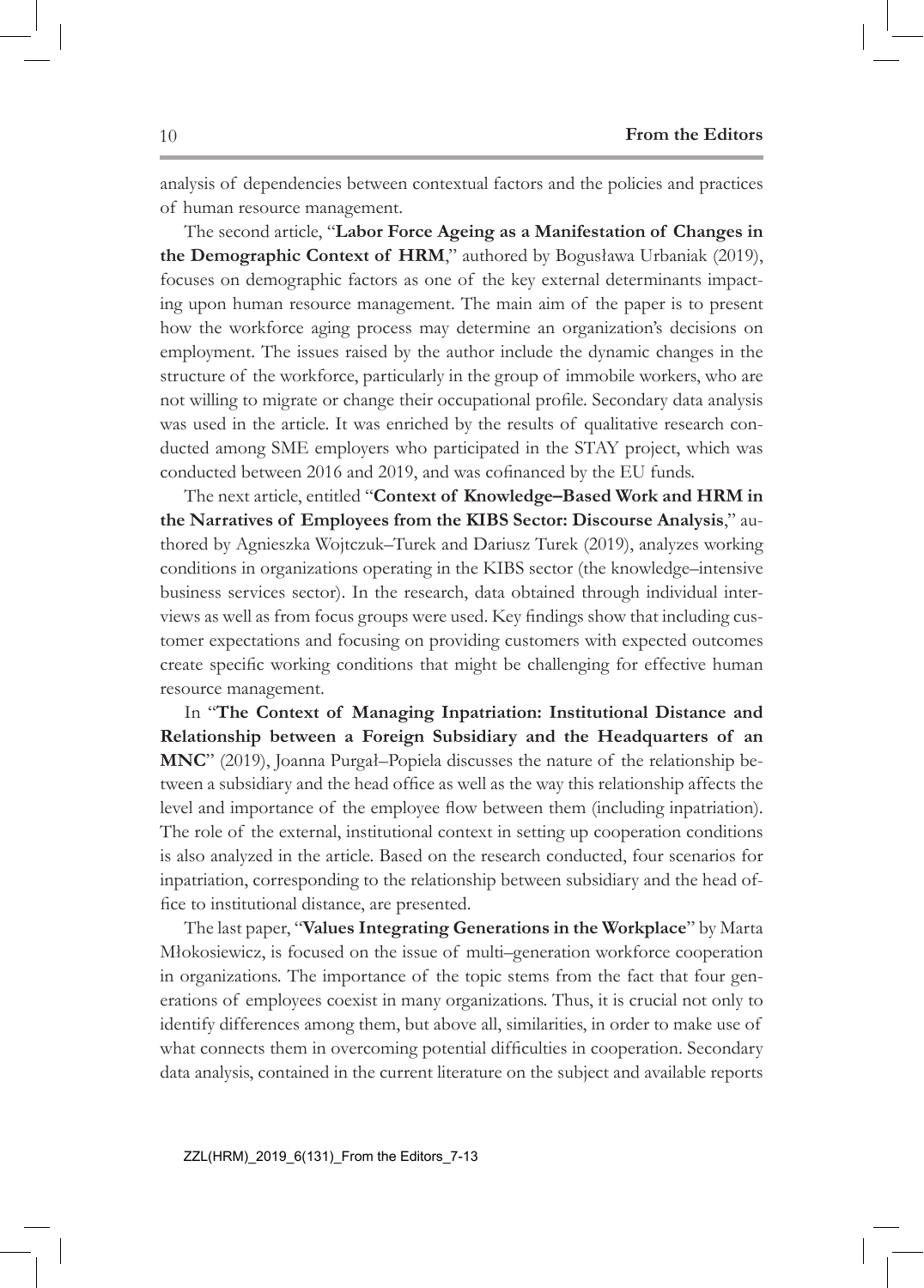analysis of dependencies between contextual factors and the policies and practices of human resource management.

The second article, "**Labor Force Ageing as a Manifestation of Changes in the Demographic Context of HRM**," authored by Bogusława Urbaniak (2019), focuses on demographic factors as one of the key external determinants impacting upon human resource management. The main aim of the paper is to present how the workforce aging process may determine an organization's decisions on employment. The issues raised by the author include the dynamic changes in the structure of the workforce, particularly in the group of immobile workers, who are not willing to migrate or change their occupational profile. Secondary data analysis was used in the article. It was enriched by the results of qualitative research conducted among SME employers who participated in the STAY project, which was conducted between 2016 and 2019, and was cofinanced by the EU funds.

The next article, entitled "**Context of Knowledge–Based Work and HRM in the Narratives of Employees from the KIBS Sector: Discourse Analysis**," authored by Agnieszka Wojtczuk–Turek and Dariusz Turek (2019), analyzes working conditions in organizations operating in the KIBS sector (the knowledge–intensive business services sector). In the research, data obtained through individual interviews as well as from focus groups were used. Key findings show that including customer expectations and focusing on providing customers with expected outcomes create specific working conditions that might be challenging for effective human resource management.

In "**The Context of Managing Inpatriation: Institutional Distance and Relationship between a Foreign Subsidiary and the Headquarters of an MNC**" (2019), Joanna Purgał–Popiela discusses the nature of the relationship between a subsidiary and the head office as well as the way this relationship affects the level and importance of the employee flow between them (including inpatriation). The role of the external, institutional context in setting up cooperation conditions is also analyzed in the article. Based on the research conducted, four scenarios for inpatriation, corresponding to the relationship between subsidiary and the head office to institutional distance, are presented.

The last paper, "**Values Integrating Generations in the Workplace**" by Marta Młokosiewicz, is focused on the issue of multi–generation workforce cooperation in organizations. The importance of the topic stems from the fact that four generations of employees coexist in many organizations. Thus, it is crucial not only to identify differences among them, but above all, similarities, in order to make use of what connects them in overcoming potential difficulties in cooperation. Secondary data analysis, contained in the current literature on the subject and available reports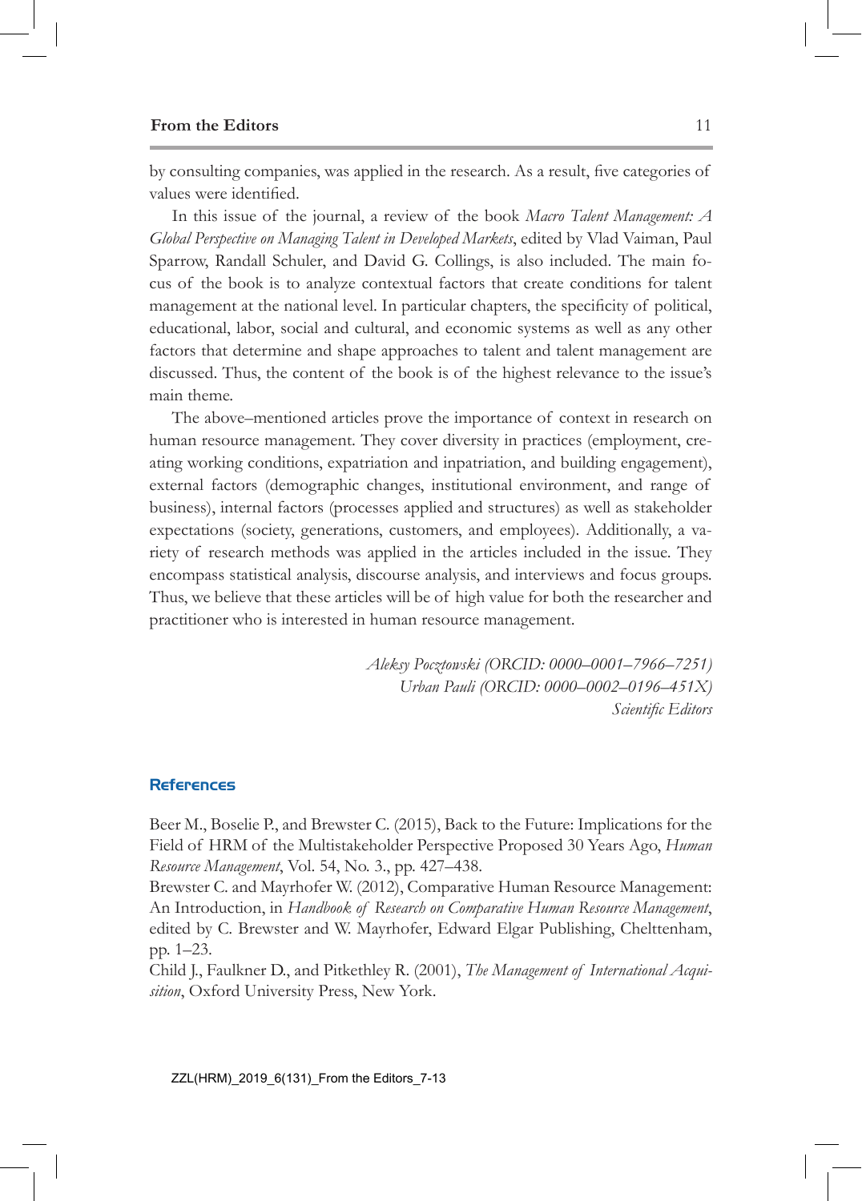by consulting companies, was applied in the research. As a result, five categories of values were identified.

In this issue of the journal, a review of the book *Macro Talent Management: A Global Perspective on Managing Talent in Developed Markets*, edited by Vlad Vaiman, Paul Sparrow, Randall Schuler, and David G. Collings, is also included. The main focus of the book is to analyze contextual factors that create conditions for talent management at the national level. In particular chapters, the specificity of political, educational, labor, social and cultural, and economic systems as well as any other factors that determine and shape approaches to talent and talent management are discussed. Thus, the content of the book is of the highest relevance to the issue's main theme.

The above–mentioned articles prove the importance of context in research on human resource management. They cover diversity in practices (employment, creating working conditions, expatriation and inpatriation, and building engagement), external factors (demographic changes, institutional environment, and range of business), internal factors (processes applied and structures) as well as stakeholder expectations (society, generations, customers, and employees). Additionally, a variety of research methods was applied in the articles included in the issue. They encompass statistical analysis, discourse analysis, and interviews and focus groups. Thus, we believe that these articles will be of high value for both the researcher and practitioner who is interested in human resource management.

*Aleksy Pocztowski (ORCID: 0000–0001–7966–7251)*
*Urban Pauli (ORCID: 0000–0002–0196–451X)*
*Scientific Editors*

## References

Beer M., Boselie P., and Brewster C. (2015), Back to the Future: Implications for the Field of HRM of the Multistakeholder Perspective Proposed 30 Years Ago, *Human Resource Management*, Vol. 54, No. 3., pp. 427–438.

Brewster C. and Mayrhofer W. (2012), Comparative Human Resource Management: An Introduction, in *Handbook of Research on Comparative Human Resource Management*, edited by C. Brewster and W. Mayrhofer, Edward Elgar Publishing, Cheltenham, pp. 1–23.

Child J., Faulkner D., and Pitkethley R. (2001), *The Management of International Acquisition*, Oxford University Press, New York.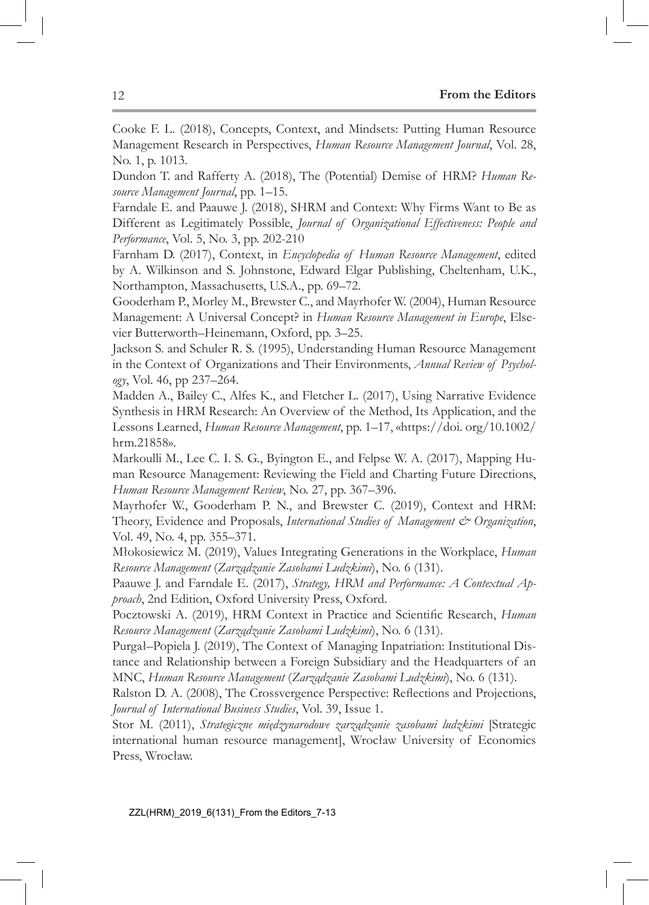Cooke F. L. (2018), Concepts, Context, and Mindsets: Putting Human Resource Management Research in Perspectives, *Human Resource Management Journal*, Vol. 28, No. 1, p. 1013.

Dundon T. and Rafferty A. (2018), The (Potential) Demise of HRM? *Human Resource Management Journal*, pp. 1–15.

Farndale E. and Paauwe J. (2018), SHRM and Context: Why Firms Want to Be as Different as Legitimately Possible, *Journal of Organizational Effectiveness: People and Performance*, Vol. 5, No. 3, pp. 202-210

Farnham D. (2017), Context, in *Encyclopedia of Human Resource Management*, edited by A. Wilkinson and S. Johnstone, Edward Elgar Publishing, Cheltenham, U.K., Northampton, Massachusetts, U.S.A., pp. 69–72.

Gooderham P., Morley M., Brewster C., and Mayrhofer W. (2004), Human Resource Management: A Universal Concept? in *Human Resource Management in Europe*, Elsevier Butterworth–Heinemann, Oxford, pp. 3–25.

Jackson S. and Schuler R. S. (1995), Understanding Human Resource Management in the Context of Organizations and Their Environments, *Annual Review of Psychology*, Vol. 46, pp 237–264.

Madden A., Bailey C., Alfes K., and Fletcher L. (2017), Using Narrative Evidence Synthesis in HRM Research: An Overview of the Method, Its Application, and the Lessons Learned, *Human Resource Management*, pp. 1–17, «https://doi. org/10.1002/hrm.21858».

Markoulli M., Lee C. I. S. G., Byington E., and Felpse W. A. (2017), Mapping Human Resource Management: Reviewing the Field and Charting Future Directions, *Human Resource Management Review*, No. 27, pp. 367–396.

Mayrhofer W., Gooderham P. N., and Brewster C. (2019), Context and HRM: Theory, Evidence and Proposals, *International Studies of Management & Organization*, Vol. 49, No. 4, pp. 355–371.

Młokosiewicz M. (2019), Values Integrating Generations in the Workplace, *Human Resource Management* (*Zarządzanie Zasobami Ludzkimi*), No. 6 (131).

Paauwe J. and Farndale E. (2017), *Strategy, HRM and Performance: A Contextual Approach*, 2nd Edition, Oxford University Press, Oxford.

Pocztowski A. (2019), HRM Context in Practice and Scientific Research, *Human Resource Management* (*Zarządzanie Zasobami Ludzkimi*), No. 6 (131).

Purgał–Popiela J. (2019), The Context of Managing Inpatriation: Institutional Distance and Relationship between a Foreign Subsidiary and the Headquarters of an MNC, *Human Resource Management* (*Zarządzanie Zasobami Ludzkimi*), No. 6 (131).

Ralston D. A. (2008), The Crossvergence Perspective: Reflections and Projections, *Journal of International Business Studies*, Vol. 39, Issue 1.

Stor M. (2011), *Strategiczne międzynarodowe zarządzanie zasobami ludzkimi* [Strategic international human resource management], Wrocław University of Economics Press, Wrocław.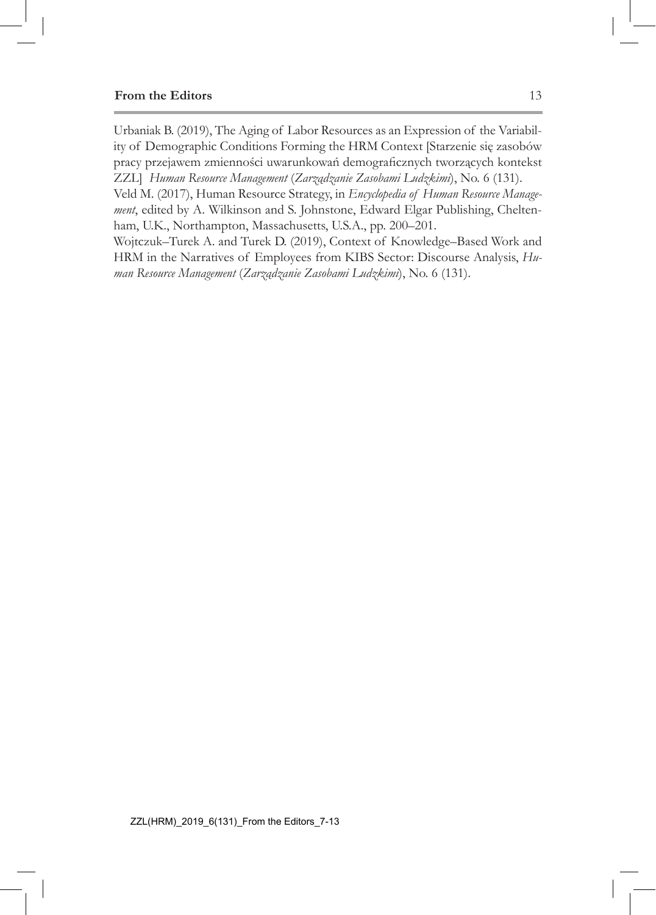Urbaniak B. (2019), The Aging of Labor Resources as an Expression of the Variability of Demographic Conditions Forming the HRM Context [Starzenie się zasobów pracy przejawem zmienności uwarunkowań demograficznych tworzących kontekst ZZL] *Human Resource Management* (*Zarządzanie Zasobami Ludzkimi*), No. 6 (131).

Veld M. (2017), Human Resource Strategy, in *Encyclopedia of Human Resource Management*, edited by A. Wilkinson and S. Johnstone, Edward Elgar Publishing, Cheltenham, U.K., Northampton, Massachusetts, U.S.A., pp. 200–201.

Wojtczuk–Turek A. and Turek D. (2019), Context of Knowledge–Based Work and HRM in the Narratives of Employees from KIBS Sector: Discourse Analysis, *Human Resource Management* (*Zarządzanie Zasobami Ludzkimi*), No. 6 (131).